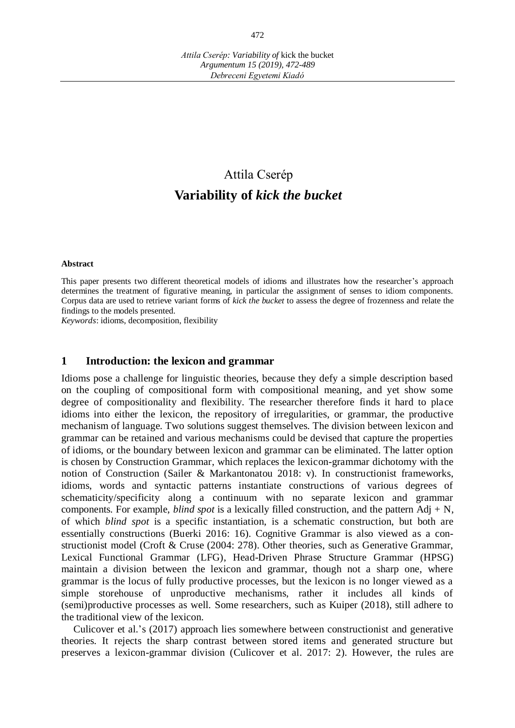# Attila Cserép

# Variability of *kick the bucket*

**Abstract**

This paper presents two different theoretical models of idioms and illustrates how the researcher's approach determines the treatment of figurative meaning, in particular the assignment of senses to idiom components. Corpus data are used to retrieve variant forms of *kick the bucket* to assess the degree of frozenness and relate the findings to the models presented.

*Keywords*: idioms, decomposition, flexibility

## 1 Introduction: the lexicon and grammar

Idioms pose a challenge for linguistic theories, because they defy a simple description based on the coupling of compositional form with compositional meaning, and yet show some degree of compositionality and flexibility. The researcher therefore finds it hard to place idioms into either the lexicon, the repository of irregularities, or grammar, the productive mechanism of language. Two solutions suggest themselves. The division between lexicon and grammar can be retained and various mechanisms could be devised that capture the properties of idioms, or the boundary between lexicon and grammar can be eliminated. The latter option is chosen by Construction Grammar, which replaces the lexicon-grammar dichotomy with the notion of Construction (Sailer & Markantonatou 2018: v). In constructionist frameworks, idioms, words and syntactic patterns instantiate constructions of various degrees of schematicity/specificity along a continuum with no separate lexicon and grammar components. For example, *blind spot* is a lexically filled construction, and the pattern Adj + N, of which *blind spot* is a specific instantiation, is a schematic construction, but both are essentially constructions (Buerki 2016: 16). Cognitive Grammar is also viewed as a constructionist model (Croft & Cruse (2004: 278). Other theories, such as Generative Grammar, Lexical Functional Grammar (LFG), Head-Driven Phrase Structure Grammar (HPSG) maintain a division between the lexicon and grammar, though not a sharp one, where grammar is the locus of fully productive processes, but the lexicon is no longer viewed as a simple storehouse of unproductive mechanisms, rather it includes all kinds of (semi)productive processes as well. Some researchers, such as Kuiper (2018), still adhere to the traditional view of the lexicon.

Culicover et al.'s (2017) approach lies somewhere between constructionist and generative theories. It rejects the sharp contrast between stored items and generated structure but preserves a lexicon-grammar division (Culicover et al. 2017: 2). However, the rules are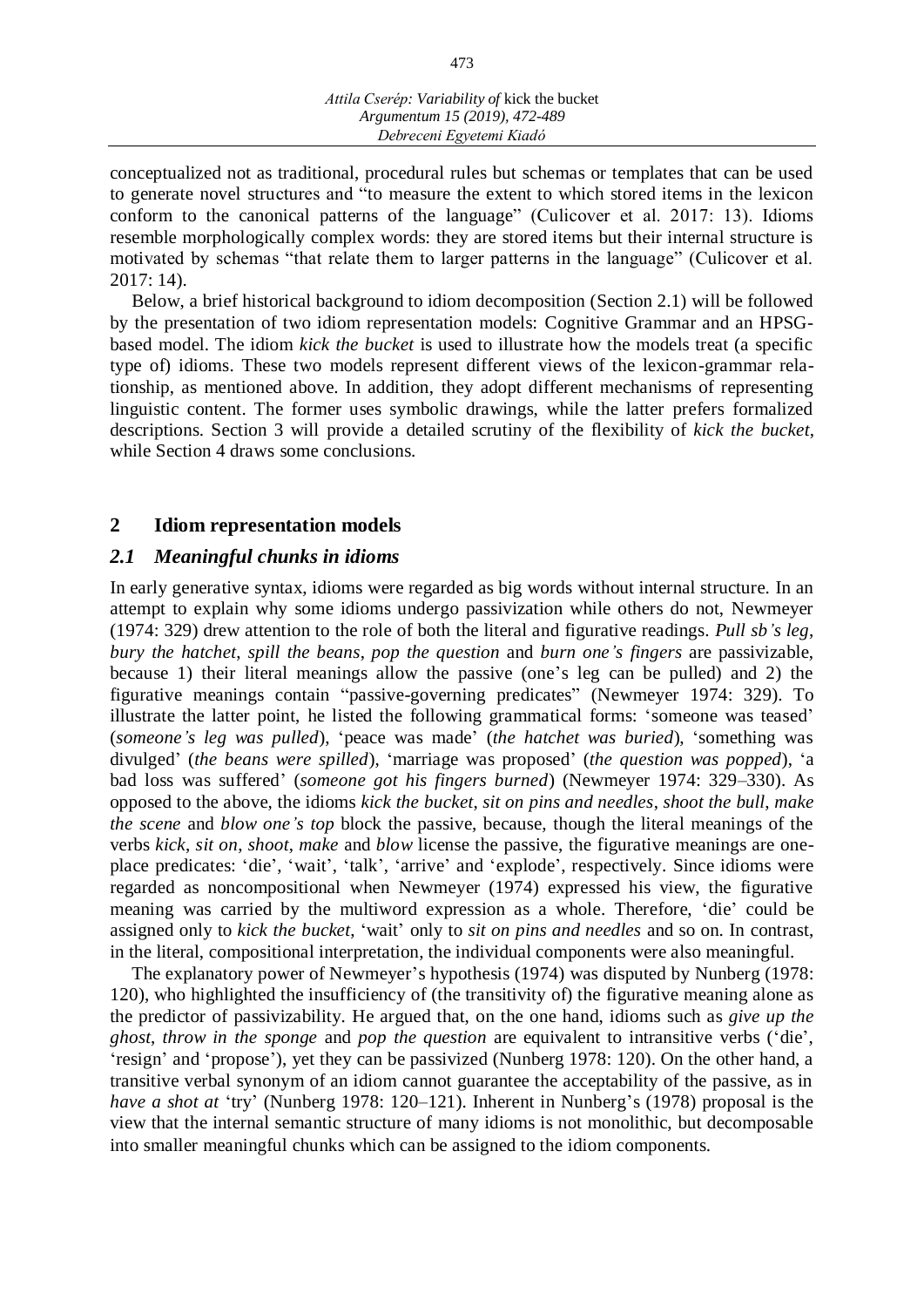conceptualized not as traditional, procedural rules but schemas or templates that can be used to generate novel structures and "to measure the extent to which stored items in the lexicon conform to the canonical patterns of the language" (Culicover et al. 2017: 13). Idioms resemble morphologically complex words: they are stored items but their internal structure is motivated by schemas "that relate them to larger patterns in the language" (Culicover et al. 2017: 14).

Below, a brief historical background to idiom decomposition (Section 2.1) will be followed by the presentation of two idiom representation models: Cognitive Grammar and an HPSG-based model. The idiom *kick the bucket* is used to illustrate how the models treat (a specific type of) idioms. These two models represent different views of the lexicon-grammar relationship, as mentioned above. In addition, they adopt different mechanisms of representing linguistic content. The former uses symbolic drawings, while the latter prefers formalized descriptions. Section 3 will provide a detailed scrutiny of the flexibility of *kick the bucket*, while Section 4 draws some conclusions.

## 2 Idiom representation models

### *2.1 Meaningful chunks in idioms*

In early generative syntax, idioms were regarded as big words without internal structure. In an attempt to explain why some idioms undergo passivization while others do not, Newmeyer (1974: 329) drew attention to the role of both the literal and figurative readings. *Pull sb's leg*, *bury the hatchet*, *spill the beans*, *pop the question* and *burn one's fingers* are passivizable, because 1) their literal meanings allow the passive (one's leg can be pulled) and 2) the figurative meanings contain "passive-governing predicates" (Newmeyer 1974: 329). To illustrate the latter point, he listed the following grammatical forms: 'someone was teased' (*someone's leg was pulled*), 'peace was made' (*the hatchet was buried*), 'something was divulged' (*the beans were spilled*), 'marriage was proposed' (*the question was popped*), 'a bad loss was suffered' (*someone got his fingers burned*) (Newmeyer 1974: 329–330). As opposed to the above, the idioms *kick the bucket*, *sit on pins and needles*, *shoot the bull*, *make the scene* and *blow one's top* block the passive, because, though the literal meanings of the verbs *kick*, *sit on*, *shoot*, *make* and *blow* license the passive, the figurative meanings are one-place predicates: 'die', 'wait', 'talk', 'arrive' and 'explode', respectively. Since idioms were regarded as noncompositional when Newmeyer (1974) expressed his view, the figurative meaning was carried by the multiword expression as a whole. Therefore, 'die' could be assigned only to *kick the bucket*, 'wait' only to *sit on pins and needles* and so on. In contrast, in the literal, compositional interpretation, the individual components were also meaningful.

The explanatory power of Newmeyer's hypothesis (1974) was disputed by Nunberg (1978: 120), who highlighted the insufficiency of (the transitivity of) the figurative meaning alone as the predictor of passivizability. He argued that, on the one hand, idioms such as *give up the ghost*, *throw in the sponge* and *pop the question* are equivalent to intransitive verbs ('die', 'resign' and 'propose'), yet they can be passivized (Nunberg 1978: 120). On the other hand, a transitive verbal synonym of an idiom cannot guarantee the acceptability of the passive, as in *have a shot at* 'try' (Nunberg 1978: 120–121). Inherent in Nunberg's (1978) proposal is the view that the internal semantic structure of many idioms is not monolithic, but decomposable into smaller meaningful chunks which can be assigned to the idiom components.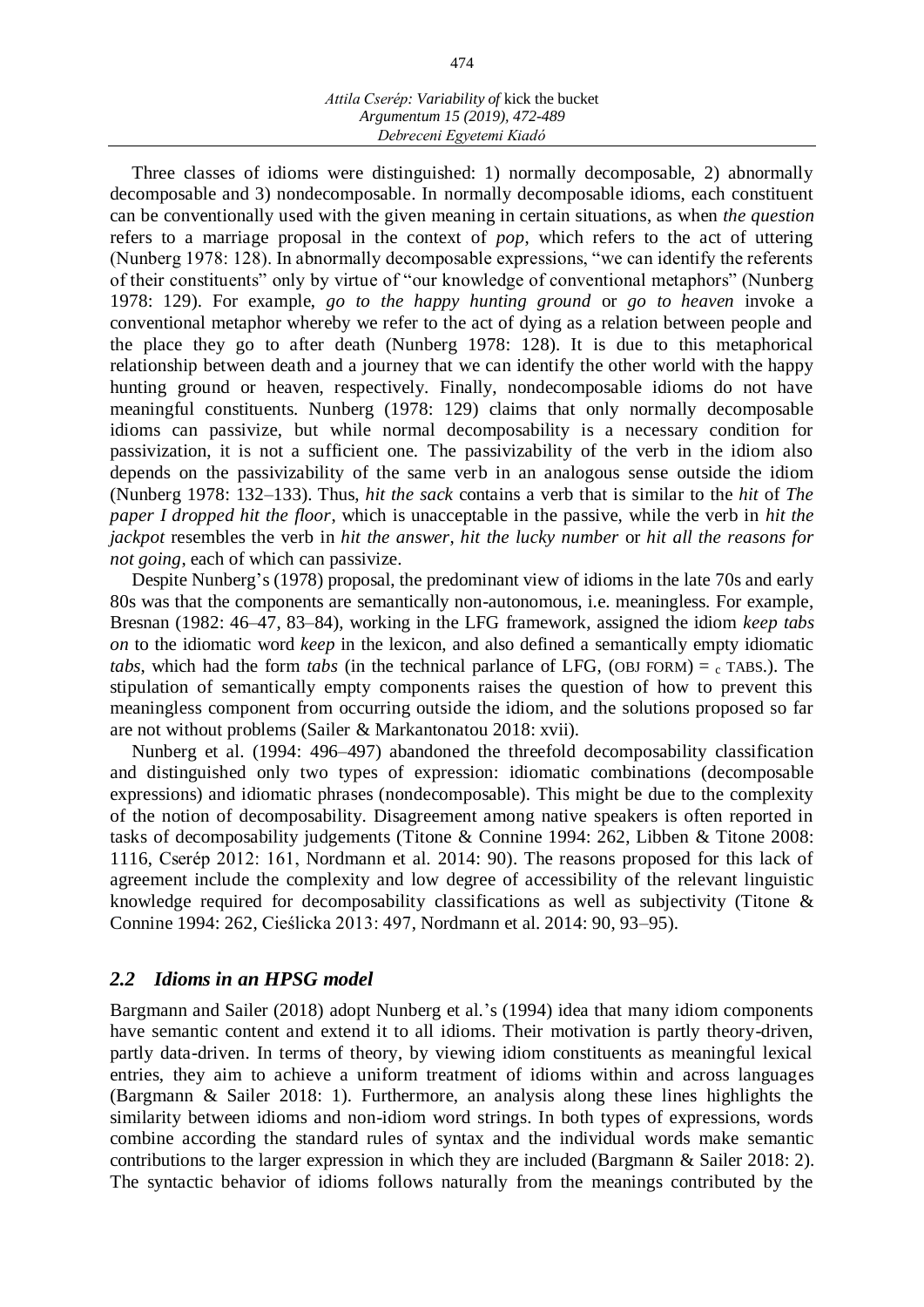Three classes of idioms were distinguished: 1) normally decomposable, 2) abnormally decomposable and 3) nondecomposable. In normally decomposable idioms, each constituent can be conventionally used with the given meaning in certain situations, as when *the question* refers to a marriage proposal in the context of *pop*, which refers to the act of uttering (Nunberg 1978: 128). In abnormally decomposable expressions, "we can identify the referents of their constituents" only by virtue of "our knowledge of conventional metaphors" (Nunberg 1978: 129). For example, *go to the happy hunting ground* or *go to heaven* invoke a conventional metaphor whereby we refer to the act of dying as a relation between people and the place they go to after death (Nunberg 1978: 128). It is due to this metaphorical relationship between death and a journey that we can identify the other world with the happy hunting ground or heaven, respectively. Finally, nondecomposable idioms do not have meaningful constituents. Nunberg (1978: 129) claims that only normally decomposable idioms can passivize, but while normal decomposability is a necessary condition for passivization, it is not a sufficient one. The passivizability of the verb in the idiom also depends on the passivizability of the same verb in an analogous sense outside the idiom (Nunberg 1978: 132–133). Thus, *hit the sack* contains a verb that is similar to the *hit* of *The paper I dropped hit the floor*, which is unacceptable in the passive, while the verb in *hit the jackpot* resembles the verb in *hit the answer*, *hit the lucky number* or *hit all the reasons for not going*, each of which can passivize.

Despite Nunberg's (1978) proposal, the predominant view of idioms in the late 70s and early 80s was that the components are semantically non-autonomous, i.e. meaningless. For example, Bresnan (1982: 46–47, 83–84), working in the LFG framework, assigned the idiom *keep tabs on* to the idiomatic word *keep* in the lexicon, and also defined a semantically empty idiomatic *tabs*, which had the form *tabs* (in the technical parlance of LFG, (OBJ FORM) $=_c$ TABS.). The stipulation of semantically empty components raises the question of how to prevent this meaningless component from occurring outside the idiom, and the solutions proposed so far are not without problems (Sailer & Markantonatou 2018: xvii).

Nunberg et al. (1994: 496–497) abandoned the threefold decomposability classification and distinguished only two types of expression: idiomatic combinations (decomposable expressions) and idiomatic phrases (nondecomposable). This might be due to the complexity of the notion of decomposability. Disagreement among native speakers is often reported in tasks of decomposability judgements (Titone & Connine 1994: 262, Libben & Titone 2008: 1116, Cserép 2012: 161, Nordmann et al. 2014: 90). The reasons proposed for this lack of agreement include the complexity and low degree of accessibility of the relevant linguistic knowledge required for decomposability classifications as well as subjectivity (Titone & Connine 1994: 262, Cieślicka 2013: 497, Nordmann et al. 2014: 90, 93–95).

## *2.2 Idioms in an HPSG model*

Bargmann and Sailer (2018) adopt Nunberg et al.'s (1994) idea that many idiom components have semantic content and extend it to all idioms. Their motivation is partly theory-driven, partly data-driven. In terms of theory, by viewing idiom constituents as meaningful lexical entries, they aim to achieve a uniform treatment of idioms within and across languages (Bargmann & Sailer 2018: 1). Furthermore, an analysis along these lines highlights the similarity between idioms and non-idiom word strings. In both types of expressions, words combine according the standard rules of syntax and the individual words make semantic contributions to the larger expression in which they are included (Bargmann & Sailer 2018: 2). The syntactic behavior of idioms follows naturally from the meanings contributed by the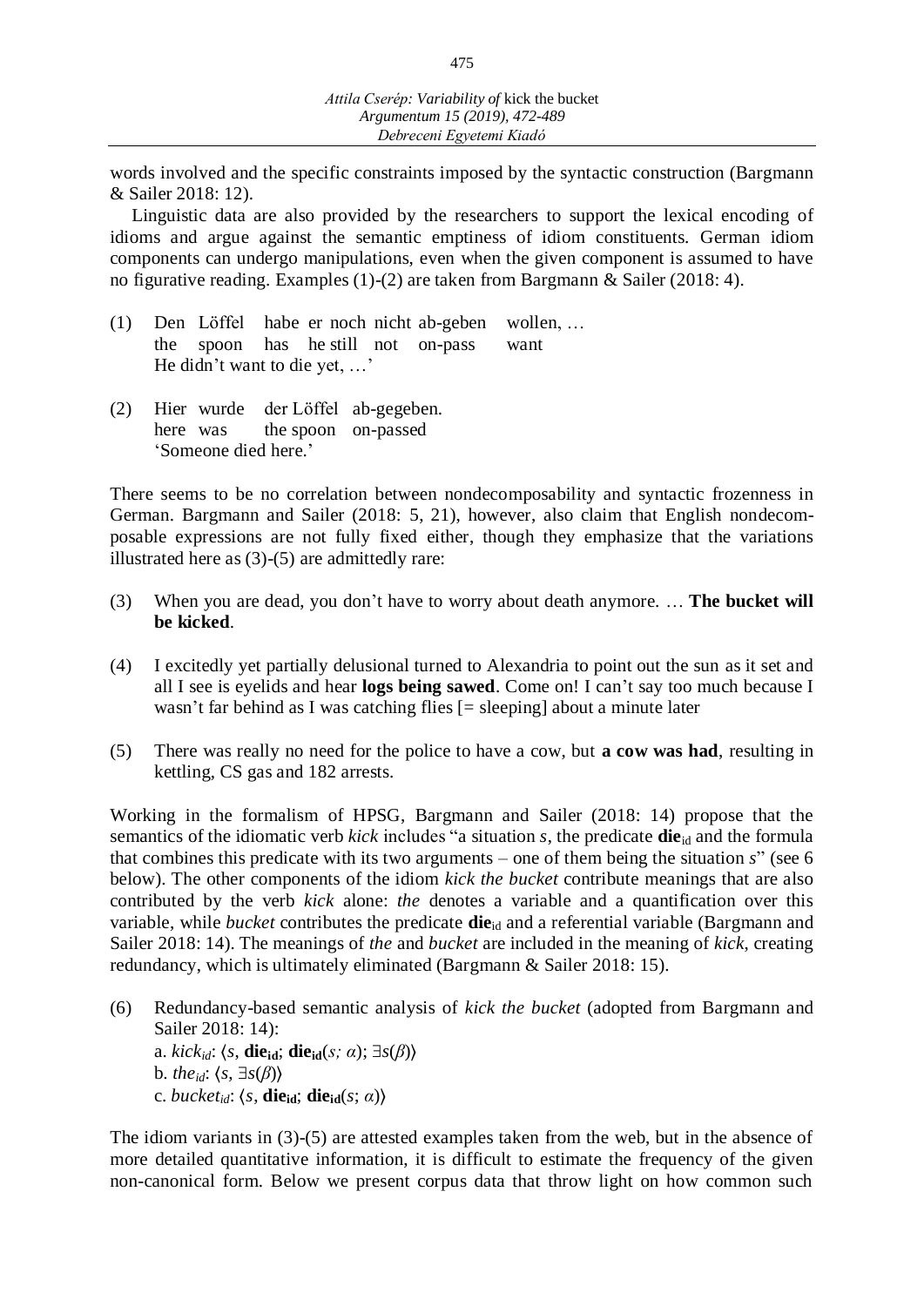words involved and the specific constraints imposed by the syntactic construction (Bargmann & Sailer 2018: 12).

Linguistic data are also provided by the researchers to support the lexical encoding of idioms and argue against the semantic emptiness of idiom constituents. German idiom components can undergo manipulations, even when the given component is assumed to have no figurative reading. Examples (1)-(2) are taken from Bargmann & Sailer (2018: 4).

(1) Den Löffel habe er noch nicht ab-geben wollen, …
 the spoon has he still not on-pass want
 He didn't want to die yet, …'

(2) Hier wurde der Löffel ab-gegeben.
 here was the spoon on-passed
 'Someone died here.'

There seems to be no correlation between nondecomposability and syntactic frozenness in German. Bargmann and Sailer (2018: 5, 21), however, also claim that English nondecomposable expressions are not fully fixed either, though they emphasize that the variations illustrated here as (3)-(5) are admittedly rare:

(3) When you are dead, you don't have to worry about death anymore. … **The bucket will be kicked**.

(4) I excitedly yet partially delusional turned to Alexandria to point out the sun as it set and all I see is eyelids and hear **logs being sawed**. Come on! I can't say too much because I wasn't far behind as I was catching flies [= sleeping] about a minute later

(5) There was really no need for the police to have a cow, but **a cow was had**, resulting in kettling, CS gas and 182 arrests.

Working in the formalism of HPSG, Bargmann and Sailer (2018: 14) propose that the semantics of the idiomatic verb *kick* includes "a situation *s*, the predicate **die**$_{id}$ and the formula that combines this predicate with its two arguments – one of them being the situation *s*" (see 6 below). The other components of the idiom *kick the bucket* contribute meanings that are also contributed by the verb *kick* alone: *the* denotes a variable and a quantification over this variable, while *bucket* contributes the predicate **die**$_{id}$ and a referential variable (Bargmann and Sailer 2018: 14). The meanings of *the* and *bucket* are included in the meaning of *kick*, creating redundancy, which is ultimately eliminated (Bargmann & Sailer 2018: 15).

(6) Redundancy-based semantic analysis of *kick the bucket* (adopted from Bargmann and Sailer 2018: 14):
 a. $kick_{id}$: $\langle s, \mathbf{die_{id}}; \mathbf{die_{id}}(s; \alpha); \exists s(\beta)\rangle$
 b. $the_{id}$: $\langle s, \exists s(\beta)\rangle$
 c. $bucket_{id}$: $\langle s, \mathbf{die_{id}}; \mathbf{die_{id}}(s; \alpha)\rangle$

The idiom variants in (3)-(5) are attested examples taken from the web, but in the absence of more detailed quantitative information, it is difficult to estimate the frequency of the given non-canonical form. Below we present corpus data that throw light on how common such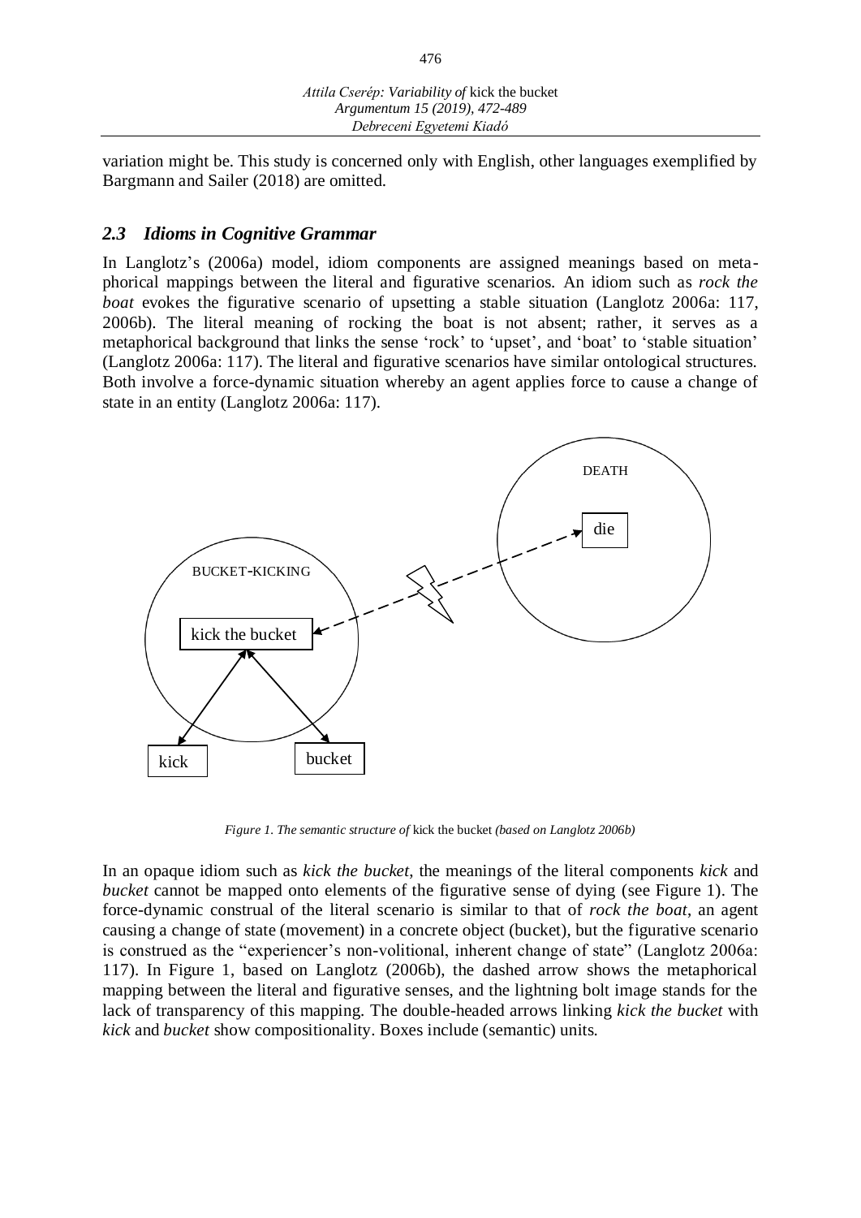variation might be. This study is concerned only with English, other languages exemplified by Bargmann and Sailer (2018) are omitted.

### *2.3 Idioms in Cognitive Grammar*

In Langlotz's (2006a) model, idiom components are assigned meanings based on metaphorical mappings between the literal and figurative scenarios. An idiom such as *rock the boat* evokes the figurative scenario of upsetting a stable situation (Langlotz 2006a: 117, 2006b). The literal meaning of rocking the boat is not absent; rather, it serves as a metaphorical background that links the sense 'rock' to 'upset', and 'boat' to 'stable situation' (Langlotz 2006a: 117). The literal and figurative scenarios have similar ontological structures. Both involve a force-dynamic situation whereby an agent applies force to cause a change of state in an entity (Langlotz 2006a: 117).

DEATH

die

BUCKET-KICKING

kick the bucket

kick

bucket

*Figure 1. The semantic structure of* kick the bucket *(based on Langlotz 2006b)*

In an opaque idiom such as *kick the bucket*, the meanings of the literal components *kick* and *bucket* cannot be mapped onto elements of the figurative sense of dying (see Figure 1). The force-dynamic construal of the literal scenario is similar to that of *rock the boat*, an agent causing a change of state (movement) in a concrete object (bucket), but the figurative scenario is construed as the "experiencer's non-volitional, inherent change of state" (Langlotz 2006a: 117). In Figure 1, based on Langlotz (2006b), the dashed arrow shows the metaphorical mapping between the literal and figurative senses, and the lightning bolt image stands for the lack of transparency of this mapping. The double-headed arrows linking *kick the bucket* with *kick* and *bucket* show compositionality. Boxes include (semantic) units.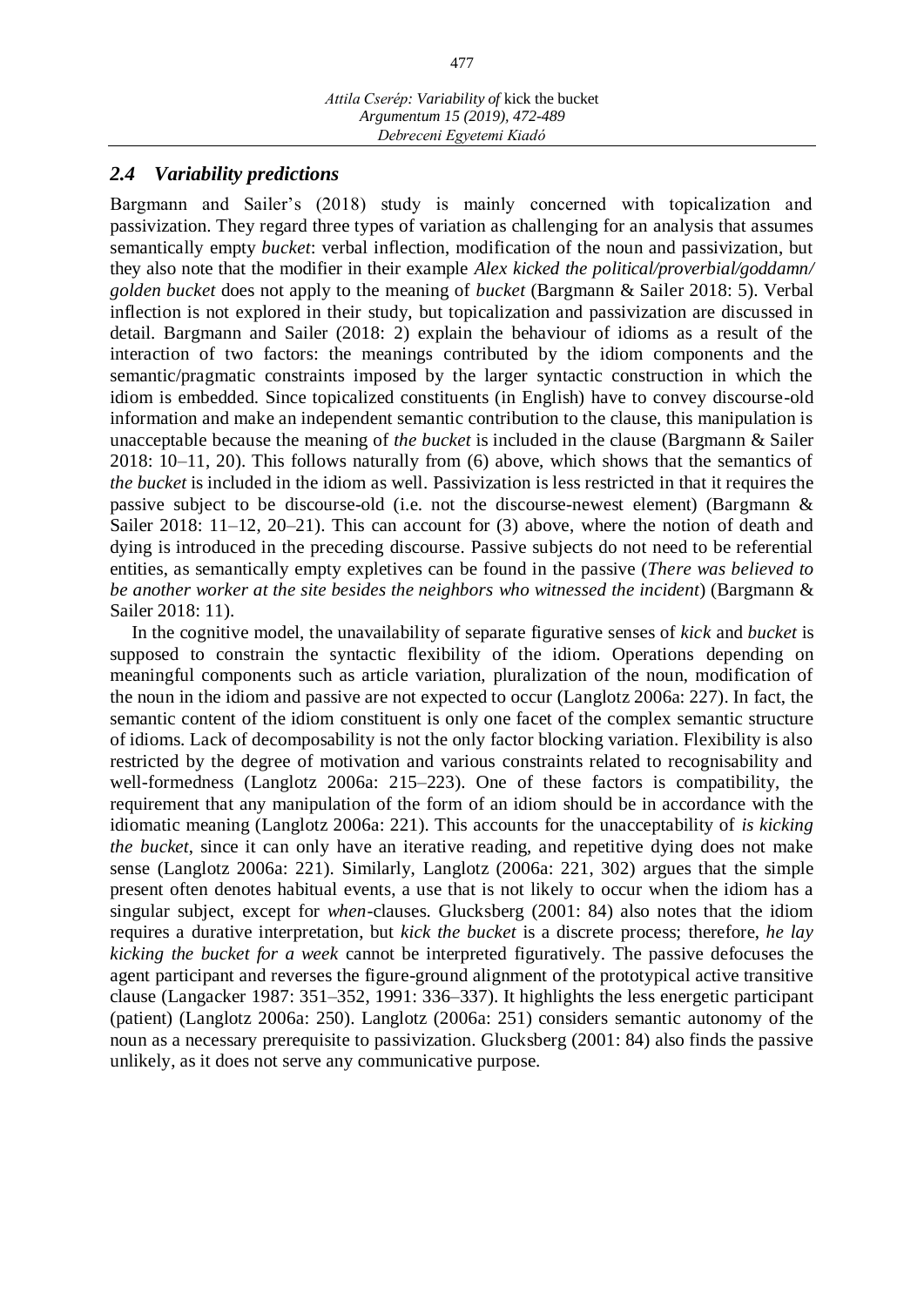### *2.4 Variability predictions*

Bargmann and Sailer's (2018) study is mainly concerned with topicalization and passivization. They regard three types of variation as challenging for an analysis that assumes semantically empty *bucket*: verbal inflection, modification of the noun and passivization, but they also note that the modifier in their example *Alex kicked the political/proverbial/goddamn/ golden bucket* does not apply to the meaning of *bucket* (Bargmann & Sailer 2018: 5). Verbal inflection is not explored in their study, but topicalization and passivization are discussed in detail. Bargmann and Sailer (2018: 2) explain the behaviour of idioms as a result of the interaction of two factors: the meanings contributed by the idiom components and the semantic/pragmatic constraints imposed by the larger syntactic construction in which the idiom is embedded. Since topicalized constituents (in English) have to convey discourse-old information and make an independent semantic contribution to the clause, this manipulation is unacceptable because the meaning of *the bucket* is included in the clause (Bargmann & Sailer 2018: 10–11, 20). This follows naturally from (6) above, which shows that the semantics of *the bucket* is included in the idiom as well. Passivization is less restricted in that it requires the passive subject to be discourse-old (i.e. not the discourse-newest element) (Bargmann & Sailer 2018: 11–12, 20–21). This can account for (3) above, where the notion of death and dying is introduced in the preceding discourse. Passive subjects do not need to be referential entities, as semantically empty expletives can be found in the passive (*There was believed to be another worker at the site besides the neighbors who witnessed the incident*) (Bargmann & Sailer 2018: 11).

In the cognitive model, the unavailability of separate figurative senses of *kick* and *bucket* is supposed to constrain the syntactic flexibility of the idiom. Operations depending on meaningful components such as article variation, pluralization of the noun, modification of the noun in the idiom and passive are not expected to occur (Langlotz 2006a: 227). In fact, the semantic content of the idiom constituent is only one facet of the complex semantic structure of idioms. Lack of decomposability is not the only factor blocking variation. Flexibility is also restricted by the degree of motivation and various constraints related to recognisability and well-formedness (Langlotz 2006a: 215–223). One of these factors is compatibility, the requirement that any manipulation of the form of an idiom should be in accordance with the idiomatic meaning (Langlotz 2006a: 221). This accounts for the unacceptability of *is kicking the bucket*, since it can only have an iterative reading, and repetitive dying does not make sense (Langlotz 2006a: 221). Similarly, Langlotz (2006a: 221, 302) argues that the simple present often denotes habitual events, a use that is not likely to occur when the idiom has a singular subject, except for *when*-clauses. Glucksberg (2001: 84) also notes that the idiom requires a durative interpretation, but *kick the bucket* is a discrete process; therefore, *he lay kicking the bucket for a week* cannot be interpreted figuratively. The passive defocuses the agent participant and reverses the figure-ground alignment of the prototypical active transitive clause (Langacker 1987: 351–352, 1991: 336–337). It highlights the less energetic participant (patient) (Langlotz 2006a: 250). Langlotz (2006a: 251) considers semantic autonomy of the noun as a necessary prerequisite to passivization. Glucksberg (2001: 84) also finds the passive unlikely, as it does not serve any communicative purpose.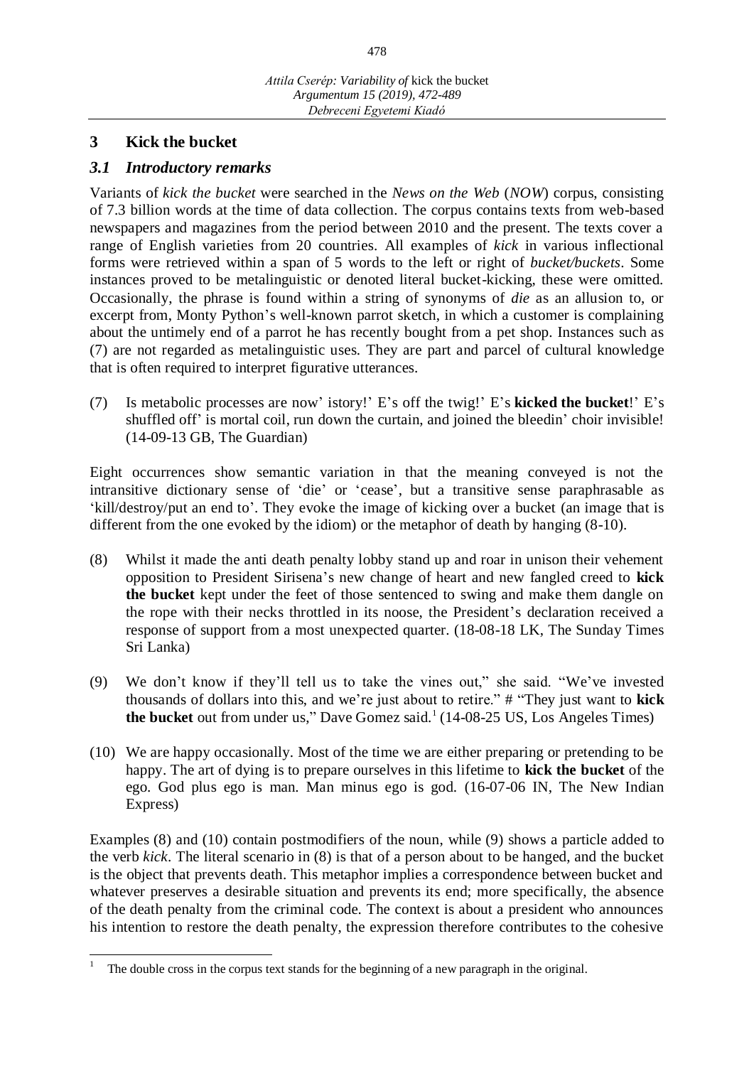## 3 Kick the bucket

### *3.1 Introductory remarks*

Variants of *kick the bucket* were searched in the *News on the Web* (*NOW*) corpus, consisting of 7.3 billion words at the time of data collection. The corpus contains texts from web-based newspapers and magazines from the period between 2010 and the present. The texts cover a range of English varieties from 20 countries. All examples of *kick* in various inflectional forms were retrieved within a span of 5 words to the left or right of *bucket/buckets*. Some instances proved to be metalinguistic or denoted literal bucket-kicking, these were omitted. Occasionally, the phrase is found within a string of synonyms of *die* as an allusion to, or excerpt from, Monty Python's well-known parrot sketch, in which a customer is complaining about the untimely end of a parrot he has recently bought from a pet shop. Instances such as (7) are not regarded as metalinguistic uses. They are part and parcel of cultural knowledge that is often required to interpret figurative utterances.

(7) Is metabolic processes are now' istory!' E's off the twig!' E's **kicked the bucket**!' E's shuffled off' is mortal coil, run down the curtain, and joined the bleedin' choir invisible! (14-09-13 GB, The Guardian)

Eight occurrences show semantic variation in that the meaning conveyed is not the intransitive dictionary sense of 'die' or 'cease', but a transitive sense paraphrasable as 'kill/destroy/put an end to'. They evoke the image of kicking over a bucket (an image that is different from the one evoked by the idiom) or the metaphor of death by hanging (8-10).

(8) Whilst it made the anti death penalty lobby stand up and roar in unison their vehement opposition to President Sirisena's new change of heart and new fangled creed to **kick the bucket** kept under the feet of those sentenced to swing and make them dangle on the rope with their necks throttled in its noose, the President's declaration received a response of support from a most unexpected quarter. (18-08-18 LK, The Sunday Times Sri Lanka)

(9) We don't know if they'll tell us to take the vines out," she said. "We've invested thousands of dollars into this, and we're just about to retire." # "They just want to **kick the bucket** out from under us," Dave Gomez said.[1] (14-08-25 US, Los Angeles Times)

(10) We are happy occasionally. Most of the time we are either preparing or pretending to be happy. The art of dying is to prepare ourselves in this lifetime to **kick the bucket** of the ego. God plus ego is man. Man minus ego is god. (16-07-06 IN, The New Indian Express)

Examples (8) and (10) contain postmodifiers of the noun, while (9) shows a particle added to the verb *kick*. The literal scenario in (8) is that of a person about to be hanged, and the bucket is the object that prevents death. This metaphor implies a correspondence between bucket and whatever preserves a desirable situation and prevents its end; more specifically, the absence of the death penalty from the criminal code. The context is about a president who announces his intention to restore the death penalty, the expression therefore contributes to the cohesive

[1] The double cross in the corpus text stands for the beginning of a new paragraph in the original.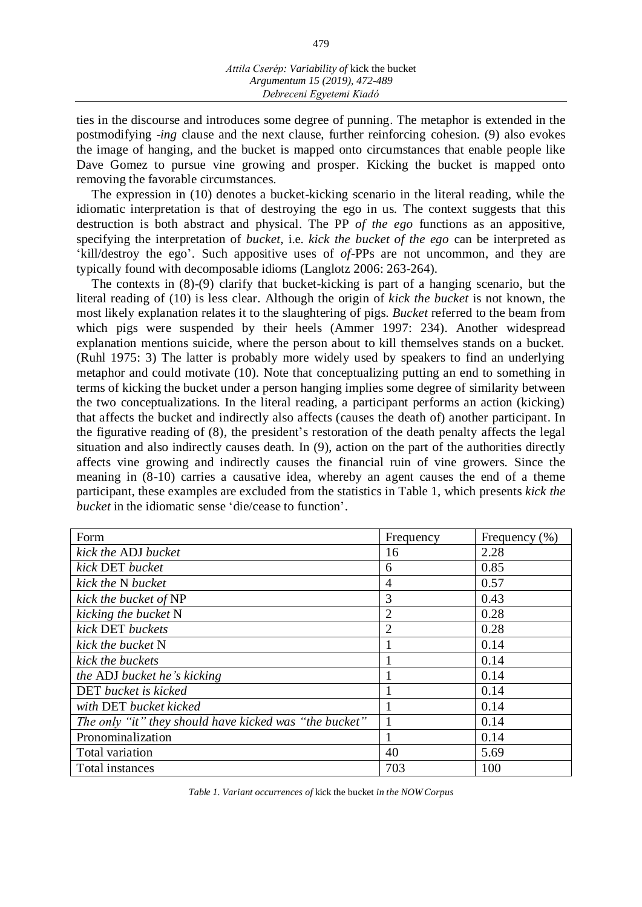ties in the discourse and introduces some degree of punning. The metaphor is extended in the postmodifying *-ing* clause and the next clause, further reinforcing cohesion. (9) also evokes the image of hanging, and the bucket is mapped onto circumstances that enable people like Dave Gomez to pursue vine growing and prosper. Kicking the bucket is mapped onto removing the favorable circumstances.

The expression in (10) denotes a bucket-kicking scenario in the literal reading, while the idiomatic interpretation is that of destroying the ego in us. The context suggests that this destruction is both abstract and physical. The PP *of the ego* functions as an appositive, specifying the interpretation of *bucket*, i.e. *kick the bucket of the ego* can be interpreted as 'kill/destroy the ego'. Such appositive uses of *of*-PPs are not uncommon, and they are typically found with decomposable idioms (Langlotz 2006: 263-264).

The contexts in (8)-(9) clarify that bucket-kicking is part of a hanging scenario, but the literal reading of (10) is less clear. Although the origin of *kick the bucket* is not known, the most likely explanation relates it to the slaughtering of pigs. *Bucket* referred to the beam from which pigs were suspended by their heels (Ammer 1997: 234). Another widespread explanation mentions suicide, where the person about to kill themselves stands on a bucket. (Ruhl 1975: 3) The latter is probably more widely used by speakers to find an underlying metaphor and could motivate (10). Note that conceptualizing putting an end to something in terms of kicking the bucket under a person hanging implies some degree of similarity between the two conceptualizations. In the literal reading, a participant performs an action (kicking) that affects the bucket and indirectly also affects (causes the death of) another participant. In the figurative reading of (8), the president's restoration of the death penalty affects the legal situation and also indirectly causes death. In (9), action on the part of the authorities directly affects vine growing and indirectly causes the financial ruin of vine growers. Since the meaning in (8-10) carries a causative idea, whereby an agent causes the end of a theme participant, these examples are excluded from the statistics in Table 1, which presents *kick the bucket* in the idiomatic sense 'die/cease to function'.

| Form | Frequency | Frequency (%) |
|---|---|---|
| *kick the* ADJ *bucket* | 16 | 2.28 |
| *kick* DET *bucket* | 6 | 0.85 |
| *kick the* N *bucket* | 4 | 0.57 |
| *kick the bucket of* NP | 3 | 0.43 |
| *kicking the bucket* N | 2 | 0.28 |
| *kick* DET *buckets* | 2 | 0.28 |
| *kick the bucket* N | 1 | 0.14 |
| *kick the buckets* | 1 | 0.14 |
| *the* ADJ *bucket he's kicking* | 1 | 0.14 |
| DET *bucket is kicked* | 1 | 0.14 |
| *with* DET *bucket kicked* | 1 | 0.14 |
| *The only "it" they should have kicked was "the bucket"* | 1 | 0.14 |
| Pronominalization | 1 | 0.14 |
| Total variation | 40 | 5.69 |
| Total instances | 703 | 100 |

*Table 1. Variant occurrences of* kick the bucket *in the NOW Corpus*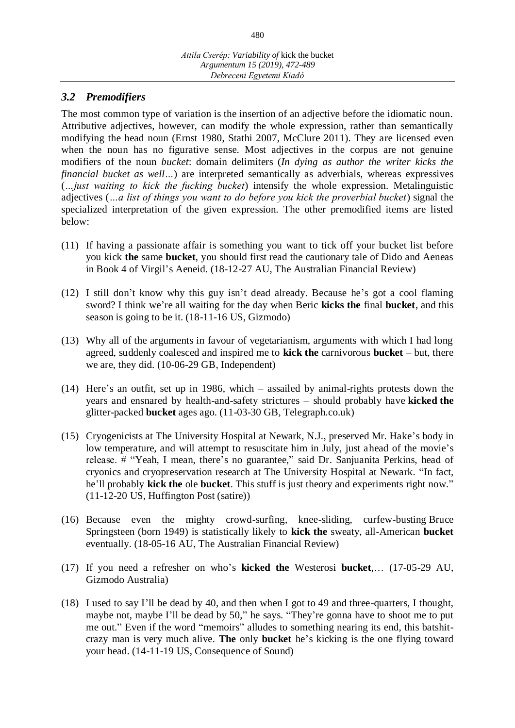### *3.2 Premodifiers*

The most common type of variation is the insertion of an adjective before the idiomatic noun. Attributive adjectives, however, can modify the whole expression, rather than semantically modifying the head noun (Ernst 1980, Stathi 2007, McClure 2011). They are licensed even when the noun has no figurative sense. Most adjectives in the corpus are not genuine modifiers of the noun *bucket*: domain delimiters (*In dying as author the writer kicks the financial bucket as well…*) are interpreted semantically as adverbials, whereas expressives (*…just waiting to kick the fucking bucket*) intensify the whole expression. Metalinguistic adjectives (*…a list of things you want to do before you kick the proverbial bucket*) signal the specialized interpretation of the given expression. The other premodified items are listed below:

(11) If having a passionate affair is something you want to tick off your bucket list before you kick **the** same **bucket**, you should first read the cautionary tale of Dido and Aeneas in Book 4 of Virgil's Aeneid. (18-12-27 AU, The Australian Financial Review)

(12) I still don't know why this guy isn't dead already. Because he's got a cool flaming sword? I think we're all waiting for the day when Beric **kicks the** final **bucket**, and this season is going to be it. (18-11-16 US, Gizmodo)

(13) Why all of the arguments in favour of vegetarianism, arguments with which I had long agreed, suddenly coalesced and inspired me to **kick the** carnivorous **bucket** – but, there we are, they did. (10-06-29 GB, Independent)

(14) Here's an outfit, set up in 1986, which – assailed by animal-rights protests down the years and ensnared by health-and-safety strictures – should probably have **kicked the** glitter-packed **bucket** ages ago. (11-03-30 GB, Telegraph.co.uk)

(15) Cryogenicists at The University Hospital at Newark, N.J., preserved Mr. Hake's body in low temperature, and will attempt to resuscitate him in July, just ahead of the movie's release. # "Yeah, I mean, there's no guarantee," said Dr. Sanjuanita Perkins, head of cryonics and cryopreservation research at The University Hospital at Newark. "In fact, he'll probably **kick the** ole **bucket**. This stuff is just theory and experiments right now." (11-12-20 US, Huffington Post (satire))

(16) Because even the mighty crowd-surfing, knee-sliding, curfew-busting Bruce Springsteen (born 1949) is statistically likely to **kick the** sweaty, all-American **bucket** eventually. (18-05-16 AU, The Australian Financial Review)

(17) If you need a refresher on who's **kicked the** Westerosi **bucket**,… (17-05-29 AU, Gizmodo Australia)

(18) I used to say I'll be dead by 40, and then when I got to 49 and three-quarters, I thought, maybe not, maybe I'll be dead by 50," he says. "They're gonna have to shoot me to put me out." Even if the word "memoirs" alludes to something nearing its end, this batshit-crazy man is very much alive. **The** only **bucket** he's kicking is the one flying toward your head. (14-11-19 US, Consequence of Sound)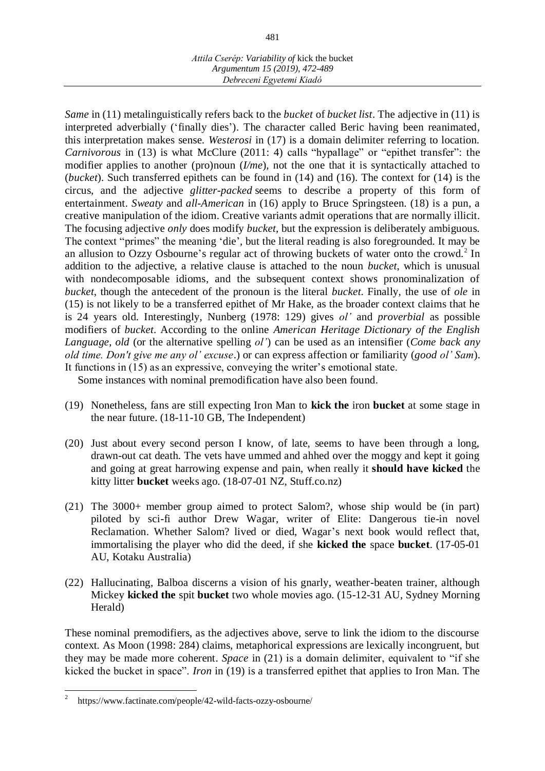*Same* in (11) metalinguistically refers back to the *bucket* of *bucket list*. The adjective in (11) is interpreted adverbially ('finally dies'). The character called Beric having been reanimated, this interpretation makes sense. *Westerosi* in (17) is a domain delimiter referring to location. *Carnivorous* in (13) is what McClure (2011: 4) calls "hypallage" or "epithet transfer": the modifier applies to another (pro)noun (*I/me*), not the one that it is syntactically attached to (*bucket*). Such transferred epithets can be found in (14) and (16). The context for (14) is the circus, and the adjective *glitter-packed* seems to describe a property of this form of entertainment. *Sweaty* and *all-American* in (16) apply to Bruce Springsteen. (18) is a pun, a creative manipulation of the idiom. Creative variants admit operations that are normally illicit. The focusing adjective *only* does modify *bucket*, but the expression is deliberately ambiguous. The context "primes" the meaning 'die', but the literal reading is also foregrounded. It may be an allusion to Ozzy Osbourne's regular act of throwing buckets of water onto the crowd.[2] In addition to the adjective, a relative clause is attached to the noun *bucket*, which is unusual with nondecomposable idioms, and the subsequent context shows pronominalization of *bucket*, though the antecedent of the pronoun is the literal *bucket*. Finally, the use of *ole* in (15) is not likely to be a transferred epithet of Mr Hake, as the broader context claims that he is 24 years old. Interestingly, Nunberg (1978: 129) gives *ol'* and *proverbial* as possible modifiers of *bucket*. According to the online *American Heritage Dictionary of the English Language*, *old* (or the alternative spelling *ol'*) can be used as an intensifier (*Come back any old time. Don't give me any ol' excuse*.) or can express affection or familiarity (*good ol' Sam*). It functions in (15) as an expressive, conveying the writer's emotional state.

Some instances with nominal premodification have also been found.

(19) Nonetheless, fans are still expecting Iron Man to **kick the** iron **bucket** at some stage in the near future. (18-11-10 GB, The Independent)

(20) Just about every second person I know, of late, seems to have been through a long, drawn-out cat death. The vets have ummed and ahhed over the moggy and kept it going and going at great harrowing expense and pain, when really it **should have kicked** the kitty litter **bucket** weeks ago. (18-07-01 NZ, Stuff.co.nz)

(21) The 3000+ member group aimed to protect Salom?, whose ship would be (in part) piloted by sci-fi author Drew Wagar, writer of Elite: Dangerous tie-in novel Reclamation. Whether Salom? lived or died, Wagar's next book would reflect that, immortalising the player who did the deed, if she **kicked the** space **bucket**. (17-05-01 AU, Kotaku Australia)

(22) Hallucinating, Balboa discerns a vision of his gnarly, weather-beaten trainer, although Mickey **kicked the** spit **bucket** two whole movies ago. (15-12-31 AU, Sydney Morning Herald)

These nominal premodifiers, as the adjectives above, serve to link the idiom to the discourse context. As Moon (1998: 284) claims, metaphorical expressions are lexically incongruent, but they may be made more coherent. *Space* in (21) is a domain delimiter, equivalent to "if she kicked the bucket in space". *Iron* in (19) is a transferred epithet that applies to Iron Man. The

---

[2] https://www.factinate.com/people/42-wild-facts-ozzy-osbourne/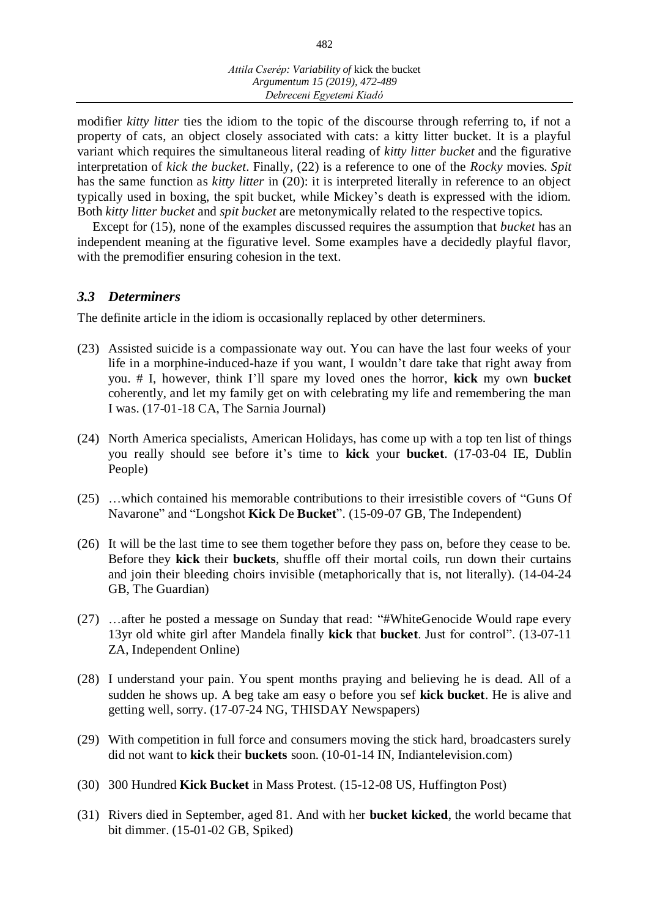modifier *kitty litter* ties the idiom to the topic of the discourse through referring to, if not a property of cats, an object closely associated with cats: a kitty litter bucket. It is a playful variant which requires the simultaneous literal reading of *kitty litter bucket* and the figurative interpretation of *kick the bucket*. Finally, (22) is a reference to one of the *Rocky* movies. *Spit* has the same function as *kitty litter* in (20): it is interpreted literally in reference to an object typically used in boxing, the spit bucket, while Mickey's death is expressed with the idiom. Both *kitty litter bucket* and *spit bucket* are metonymically related to the respective topics.

Except for (15), none of the examples discussed requires the assumption that *bucket* has an independent meaning at the figurative level. Some examples have a decidedly playful flavor, with the premodifier ensuring cohesion in the text.

### *3.3 Determiners*

The definite article in the idiom is occasionally replaced by other determiners.

(23) Assisted suicide is a compassionate way out. You can have the last four weeks of your life in a morphine-induced-haze if you want, I wouldn't dare take that right away from you. # I, however, think I'll spare my loved ones the horror, **kick** my own **bucket** coherently, and let my family get on with celebrating my life and remembering the man I was. (17-01-18 CA, The Sarnia Journal)

(24) North America specialists, American Holidays, has come up with a top ten list of things you really should see before it's time to **kick** your **bucket**. (17-03-04 IE, Dublin People)

(25) …which contained his memorable contributions to their irresistible covers of "Guns Of Navarone" and "Longshot **Kick** De **Bucket**". (15-09-07 GB, The Independent)

(26) It will be the last time to see them together before they pass on, before they cease to be. Before they **kick** their **buckets**, shuffle off their mortal coils, run down their curtains and join their bleeding choirs invisible (metaphorically that is, not literally). (14-04-24 GB, The Guardian)

(27) …after he posted a message on Sunday that read: "#WhiteGenocide Would rape every 13yr old white girl after Mandela finally **kick** that **bucket**. Just for control". (13-07-11 ZA, Independent Online)

(28) I understand your pain. You spent months praying and believing he is dead. All of a sudden he shows up. A beg take am easy o before you sef **kick bucket**. He is alive and getting well, sorry. (17-07-24 NG, THISDAY Newspapers)

(29) With competition in full force and consumers moving the stick hard, broadcasters surely did not want to **kick** their **buckets** soon. (10-01-14 IN, Indiantelevision.com)

(30) 300 Hundred **Kick Bucket** in Mass Protest. (15-12-08 US, Huffington Post)

(31) Rivers died in September, aged 81. And with her **bucket kicked**, the world became that bit dimmer. (15-01-02 GB, Spiked)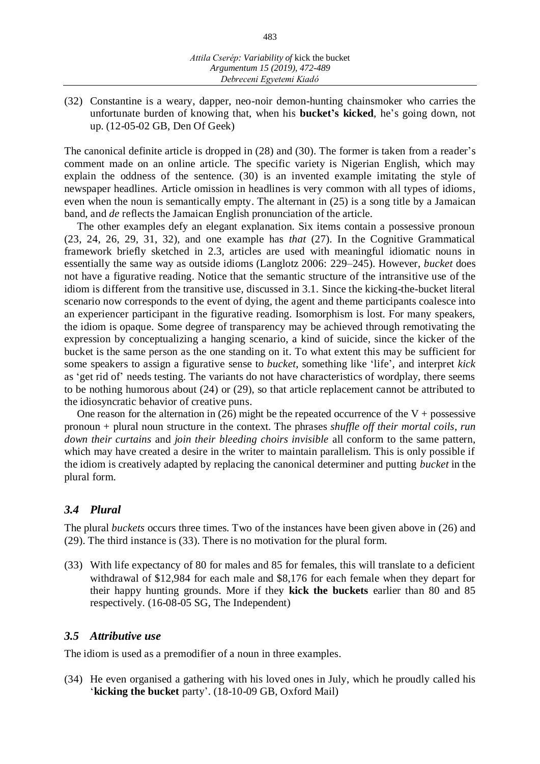(32) Constantine is a weary, dapper, neo-noir demon-hunting chainsmoker who carries the unfortunate burden of knowing that, when his **bucket's kicked**, he's going down, not up. (12-05-02 GB, Den Of Geek)

The canonical definite article is dropped in (28) and (30). The former is taken from a reader's comment made on an online article. The specific variety is Nigerian English, which may explain the oddness of the sentence. (30) is an invented example imitating the style of newspaper headlines. Article omission in headlines is very common with all types of idioms, even when the noun is semantically empty. The alternant in (25) is a song title by a Jamaican band, and *de* reflects the Jamaican English pronunciation of the article.

The other examples defy an elegant explanation. Six items contain a possessive pronoun (23, 24, 26, 29, 31, 32), and one example has *that* (27). In the Cognitive Grammatical framework briefly sketched in 2.3, articles are used with meaningful idiomatic nouns in essentially the same way as outside idioms (Langlotz 2006: 229–245). However, *bucket* does not have a figurative reading. Notice that the semantic structure of the intransitive use of the idiom is different from the transitive use, discussed in 3.1. Since the kicking-the-bucket literal scenario now corresponds to the event of dying, the agent and theme participants coalesce into an experiencer participant in the figurative reading. Isomorphism is lost. For many speakers, the idiom is opaque. Some degree of transparency may be achieved through remotivating the expression by conceptualizing a hanging scenario, a kind of suicide, since the kicker of the bucket is the same person as the one standing on it. To what extent this may be sufficient for some speakers to assign a figurative sense to *bucket*, something like 'life', and interpret *kick* as 'get rid of' needs testing. The variants do not have characteristics of wordplay, there seems to be nothing humorous about (24) or (29), so that article replacement cannot be attributed to the idiosyncratic behavior of creative puns.

One reason for the alternation in (26) might be the repeated occurrence of the V + possessive pronoun + plural noun structure in the context. The phrases *shuffle off their mortal coils*, *run down their curtains* and *join their bleeding choirs invisible* all conform to the same pattern, which may have created a desire in the writer to maintain parallelism. This is only possible if the idiom is creatively adapted by replacing the canonical determiner and putting *bucket* in the plural form.

### *3.4 Plural*

The plural *buckets* occurs three times. Two of the instances have been given above in (26) and (29). The third instance is (33). There is no motivation for the plural form.

(33) With life expectancy of 80 for males and 85 for females, this will translate to a deficient withdrawal of $12,984 for each male and $8,176 for each female when they depart for their happy hunting grounds. More if they **kick the buckets** earlier than 80 and 85 respectively. (16-08-05 SG, The Independent)

### *3.5 Attributive use*

The idiom is used as a premodifier of a noun in three examples.

(34) He even organised a gathering with his loved ones in July, which he proudly called his '**kicking the bucket** party'. (18-10-09 GB, Oxford Mail)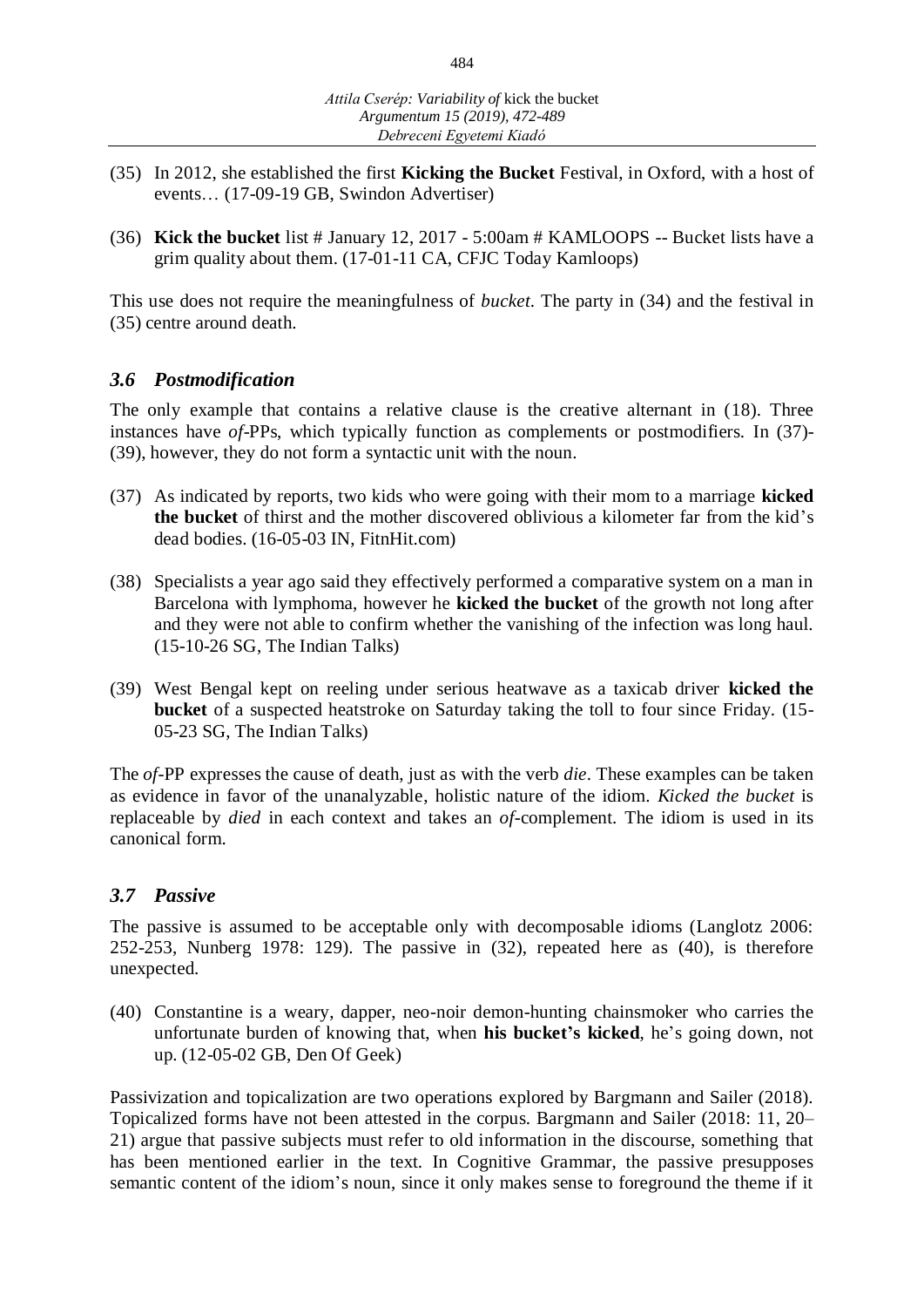(35) In 2012, she established the first **Kicking the Bucket** Festival, in Oxford, with a host of events… (17-09-19 GB, Swindon Advertiser)

(36) **Kick the bucket** list # January 12, 2017 - 5:00am # KAMLOOPS -- Bucket lists have a grim quality about them. (17-01-11 CA, CFJC Today Kamloops)

This use does not require the meaningfulness of *bucket*. The party in (34) and the festival in (35) centre around death.

### *3.6 Postmodification*

The only example that contains a relative clause is the creative alternant in (18). Three instances have *of*-PPs, which typically function as complements or postmodifiers. In (37)-(39), however, they do not form a syntactic unit with the noun.

(37) As indicated by reports, two kids who were going with their mom to a marriage **kicked the bucket** of thirst and the mother discovered oblivious a kilometer far from the kid's dead bodies. (16-05-03 IN, FitnHit.com)

(38) Specialists a year ago said they effectively performed a comparative system on a man in Barcelona with lymphoma, however he **kicked the bucket** of the growth not long after and they were not able to confirm whether the vanishing of the infection was long haul. (15-10-26 SG, The Indian Talks)

(39) West Bengal kept on reeling under serious heatwave as a taxicab driver **kicked the bucket** of a suspected heatstroke on Saturday taking the toll to four since Friday. (15-05-23 SG, The Indian Talks)

The *of*-PP expresses the cause of death, just as with the verb *die*. These examples can be taken as evidence in favor of the unanalyzable, holistic nature of the idiom. *Kicked the bucket* is replaceable by *died* in each context and takes an *of*-complement. The idiom is used in its canonical form.

### *3.7 Passive*

The passive is assumed to be acceptable only with decomposable idioms (Langlotz 2006: 252-253, Nunberg 1978: 129). The passive in (32), repeated here as (40), is therefore unexpected.

(40) Constantine is a weary, dapper, neo-noir demon-hunting chainsmoker who carries the unfortunate burden of knowing that, when **his bucket's kicked**, he's going down, not up. (12-05-02 GB, Den Of Geek)

Passivization and topicalization are two operations explored by Bargmann and Sailer (2018). Topicalized forms have not been attested in the corpus. Bargmann and Sailer (2018: 11, 20–21) argue that passive subjects must refer to old information in the discourse, something that has been mentioned earlier in the text. In Cognitive Grammar, the passive presupposes semantic content of the idiom's noun, since it only makes sense to foreground the theme if it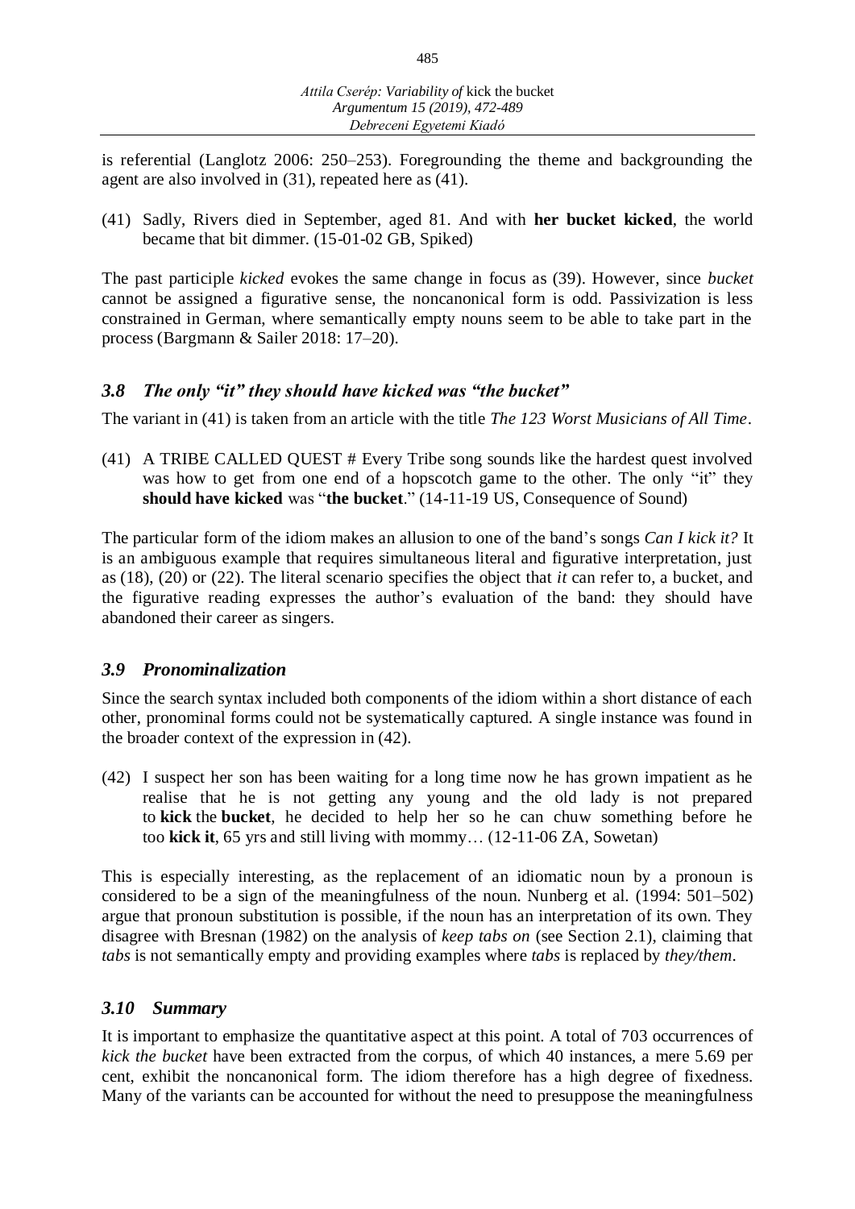is referential (Langlotz 2006: 250–253). Foregrounding the theme and backgrounding the agent are also involved in (31), repeated here as (41).

(41) Sadly, Rivers died in September, aged 81. And with **her bucket kicked**, the world became that bit dimmer. (15-01-02 GB, Spiked)

The past participle *kicked* evokes the same change in focus as (39). However, since *bucket* cannot be assigned a figurative sense, the noncanonical form is odd. Passivization is less constrained in German, where semantically empty nouns seem to be able to take part in the process (Bargmann & Sailer 2018: 17–20).

### *3.8 The only "it" they should have kicked was "the bucket"*

The variant in (41) is taken from an article with the title *The 123 Worst Musicians of All Time*.

(41) A TRIBE CALLED QUEST # Every Tribe song sounds like the hardest quest involved was how to get from one end of a hopscotch game to the other. The only "it" they **should have kicked** was "**the bucket**." (14-11-19 US, Consequence of Sound)

The particular form of the idiom makes an allusion to one of the band's songs *Can I kick it?* It is an ambiguous example that requires simultaneous literal and figurative interpretation, just as (18), (20) or (22). The literal scenario specifies the object that *it* can refer to, a bucket, and the figurative reading expresses the author's evaluation of the band: they should have abandoned their career as singers.

### *3.9 Pronominalization*

Since the search syntax included both components of the idiom within a short distance of each other, pronominal forms could not be systematically captured. A single instance was found in the broader context of the expression in (42).

(42) I suspect her son has been waiting for a long time now he has grown impatient as he realise that he is not getting any young and the old lady is not prepared to **kick** the **bucket**, he decided to help her so he can chuw something before he too **kick it**, 65 yrs and still living with mommy… (12-11-06 ZA, Sowetan)

This is especially interesting, as the replacement of an idiomatic noun by a pronoun is considered to be a sign of the meaningfulness of the noun. Nunberg et al. (1994: 501–502) argue that pronoun substitution is possible, if the noun has an interpretation of its own. They disagree with Bresnan (1982) on the analysis of *keep tabs on* (see Section 2.1), claiming that *tabs* is not semantically empty and providing examples where *tabs* is replaced by *they/them*.

### *3.10 Summary*

It is important to emphasize the quantitative aspect at this point. A total of 703 occurrences of *kick the bucket* have been extracted from the corpus, of which 40 instances, a mere 5.69 per cent, exhibit the noncanonical form. The idiom therefore has a high degree of fixedness. Many of the variants can be accounted for without the need to presuppose the meaningfulness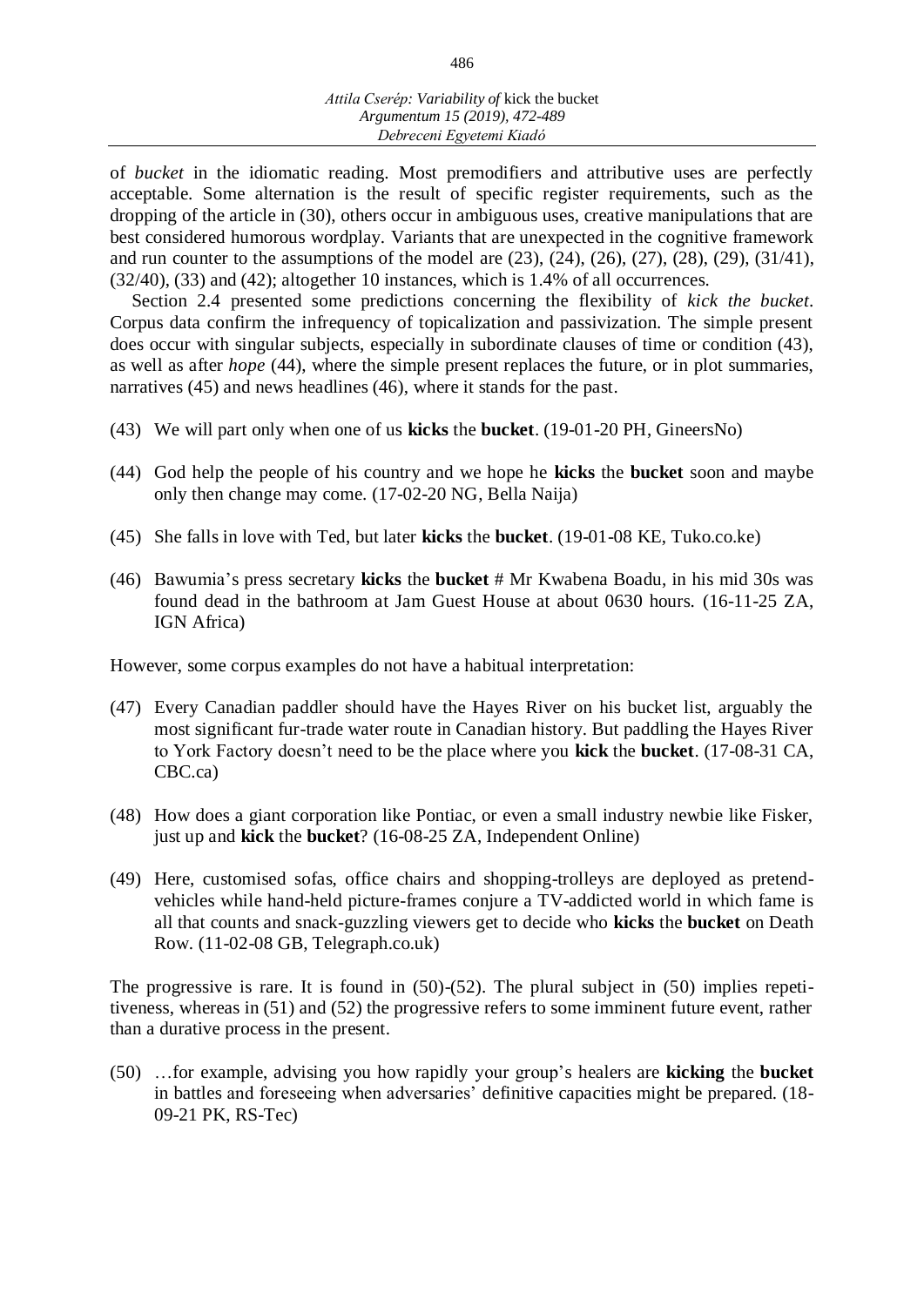of *bucket* in the idiomatic reading. Most premodifiers and attributive uses are perfectly acceptable. Some alternation is the result of specific register requirements, such as the dropping of the article in (30), others occur in ambiguous uses, creative manipulations that are best considered humorous wordplay. Variants that are unexpected in the cognitive framework and run counter to the assumptions of the model are (23), (24), (26), (27), (28), (29), (31/41), (32/40), (33) and (42); altogether 10 instances, which is 1.4% of all occurrences.

Section 2.4 presented some predictions concerning the flexibility of *kick the bucket*. Corpus data confirm the infrequency of topicalization and passivization. The simple present does occur with singular subjects, especially in subordinate clauses of time or condition (43), as well as after *hope* (44), where the simple present replaces the future, or in plot summaries, narratives (45) and news headlines (46), where it stands for the past.

(43) We will part only when one of us **kicks** the **bucket**. (19-01-20 PH, GineersNo)

(44) God help the people of his country and we hope he **kicks** the **bucket** soon and maybe only then change may come. (17-02-20 NG, Bella Naija)

(45) She falls in love with Ted, but later **kicks** the **bucket**. (19-01-08 KE, Tuko.co.ke)

(46) Bawumia's press secretary **kicks** the **bucket** # Mr Kwabena Boadu, in his mid 30s was found dead in the bathroom at Jam Guest House at about 0630 hours. (16-11-25 ZA, IGN Africa)

However, some corpus examples do not have a habitual interpretation:

(47) Every Canadian paddler should have the Hayes River on his bucket list, arguably the most significant fur-trade water route in Canadian history. But paddling the Hayes River to York Factory doesn't need to be the place where you **kick** the **bucket**. (17-08-31 CA, CBC.ca)

(48) How does a giant corporation like Pontiac, or even a small industry newbie like Fisker, just up and **kick** the **bucket**? (16-08-25 ZA, Independent Online)

(49) Here, customised sofas, office chairs and shopping-trolleys are deployed as pretend-vehicles while hand-held picture-frames conjure a TV-addicted world in which fame is all that counts and snack-guzzling viewers get to decide who **kicks** the **bucket** on Death Row. (11-02-08 GB, Telegraph.co.uk)

The progressive is rare. It is found in (50)-(52). The plural subject in (50) implies repetitiveness, whereas in (51) and (52) the progressive refers to some imminent future event, rather than a durative process in the present.

(50) …for example, advising you how rapidly your group's healers are **kicking** the **bucket** in battles and foreseeing when adversaries' definitive capacities might be prepared. (18-09-21 PK, RS-Tec)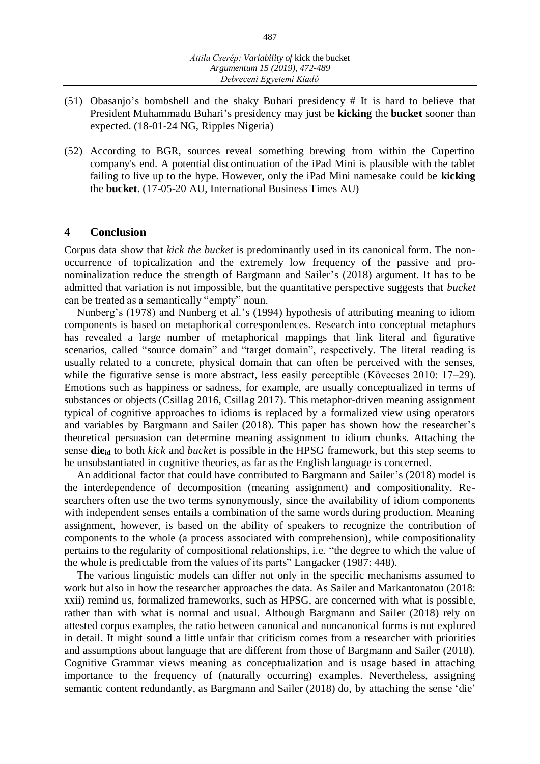(51) Obasanjo's bombshell and the shaky Buhari presidency # It is hard to believe that President Muhammadu Buhari's presidency may just be **kicking** the **bucket** sooner than expected. (18-01-24 NG, Ripples Nigeria)

(52) According to BGR, sources reveal something brewing from within the Cupertino company's end. A potential discontinuation of the iPad Mini is plausible with the tablet failing to live up to the hype. However, only the iPad Mini namesake could be **kicking** the **bucket**. (17-05-20 AU, International Business Times AU)

## 4 Conclusion

Corpus data show that *kick the bucket* is predominantly used in its canonical form. The non-occurrence of topicalization and the extremely low frequency of the passive and pro-nominalization reduce the strength of Bargmann and Sailer's (2018) argument. It has to be admitted that variation is not impossible, but the quantitative perspective suggests that *bucket* can be treated as a semantically "empty" noun.

Nunberg's (1978) and Nunberg et al.'s (1994) hypothesis of attributing meaning to idiom components is based on metaphorical correspondences. Research into conceptual metaphors has revealed a large number of metaphorical mappings that link literal and figurative scenarios, called "source domain" and "target domain", respectively. The literal reading is usually related to a concrete, physical domain that can often be perceived with the senses, while the figurative sense is more abstract, less easily perceptible (Kövecses 2010: 17–29). Emotions such as happiness or sadness, for example, are usually conceptualized in terms of substances or objects (Csillag 2016, Csillag 2017). This metaphor-driven meaning assignment typical of cognitive approaches to idioms is replaced by a formalized view using operators and variables by Bargmann and Sailer (2018). This paper has shown how the researcher's theoretical persuasion can determine meaning assignment to idiom chunks. Attaching the sense **die**$_{\mathbf{id}}$ to both *kick* and *bucket* is possible in the HPSG framework, but this step seems to be unsubstantiated in cognitive theories, as far as the English language is concerned.

An additional factor that could have contributed to Bargmann and Sailer's (2018) model is the interdependence of decomposition (meaning assignment) and compositionality. Researchers often use the two terms synonymously, since the availability of idiom components with independent senses entails a combination of the same words during production. Meaning assignment, however, is based on the ability of speakers to recognize the contribution of components to the whole (a process associated with comprehension), while compositionality pertains to the regularity of compositional relationships, i.e. "the degree to which the value of the whole is predictable from the values of its parts" Langacker (1987: 448).

The various linguistic models can differ not only in the specific mechanisms assumed to work but also in how the researcher approaches the data. As Sailer and Markantonatou (2018: xxii) remind us, formalized frameworks, such as HPSG, are concerned with what is possible, rather than with what is normal and usual. Although Bargmann and Sailer (2018) rely on attested corpus examples, the ratio between canonical and noncanonical forms is not explored in detail. It might sound a little unfair that criticism comes from a researcher with priorities and assumptions about language that are different from those of Bargmann and Sailer (2018). Cognitive Grammar views meaning as conceptualization and is usage based in attaching importance to the frequency of (naturally occurring) examples. Nevertheless, assigning semantic content redundantly, as Bargmann and Sailer (2018) do, by attaching the sense 'die'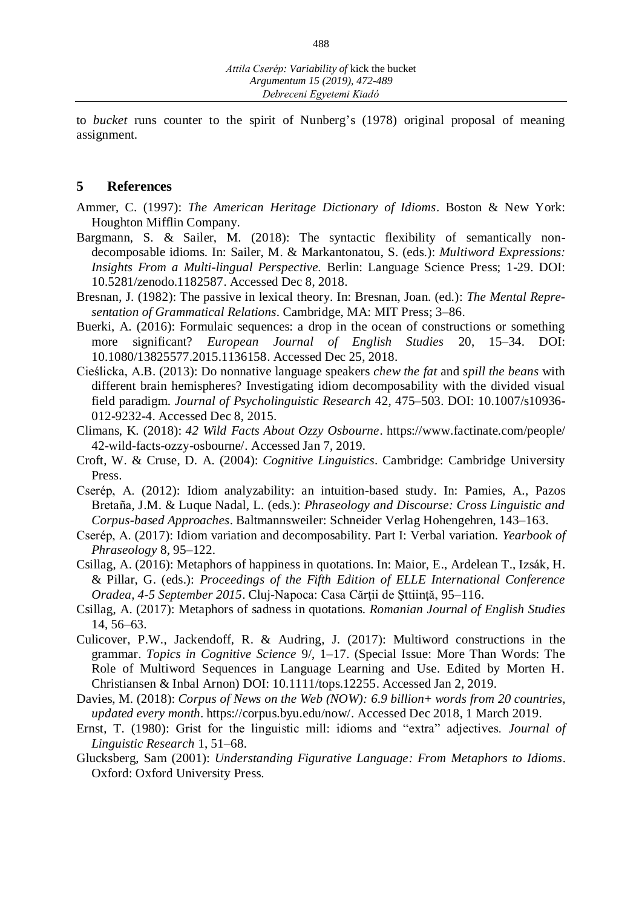to *bucket* runs counter to the spirit of Nunberg's (1978) original proposal of meaning assignment.

## 5 References

Ammer, C. (1997): *The American Heritage Dictionary of Idioms*. Boston & New York: Houghton Mifflin Company.

Bargmann, S. & Sailer, M. (2018): The syntactic flexibility of semantically non-decomposable idioms. In: Sailer, M. & Markantonatou, S. (eds.): *Multiword Expressions: Insights From a Multi-lingual Perspective.* Berlin: Language Science Press; 1-29. DOI: 10.5281/zenodo.1182587. Accessed Dec 8, 2018.

Bresnan, J. (1982): The passive in lexical theory. In: Bresnan, Joan. (ed.): *The Mental Representation of Grammatical Relations*. Cambridge, MA: MIT Press; 3–86.

Buerki, A. (2016): Formulaic sequences: a drop in the ocean of constructions or something more significant? *European Journal of English Studies* 20, 15–34. DOI: 10.1080/13825577.2015.1136158. Accessed Dec 25, 2018.

Cieślicka, A.B. (2013): Do nonnative language speakers *chew the fat* and *spill the beans* with different brain hemispheres? Investigating idiom decomposability with the divided visual field paradigm. *Journal of Psycholinguistic Research* 42, 475–503. DOI: 10.1007/s10936-012-9232-4. Accessed Dec 8, 2015.

Climans, K. (2018): *42 Wild Facts About Ozzy Osbourne*. https://www.factinate.com/people/42-wild-facts-ozzy-osbourne/. Accessed Jan 7, 2019.

Croft, W. & Cruse, D. A. (2004): *Cognitive Linguistics*. Cambridge: Cambridge University Press.

Cserép, A. (2012): Idiom analyzability: an intuition-based study. In: Pamies, A., Pazos Bretaña, J.M. & Luque Nadal, L. (eds.): *Phraseology and Discourse: Cross Linguistic and Corpus-based Approaches*. Baltmannsweiler: Schneider Verlag Hohengehren, 143–163.

Cserép, A. (2017): Idiom variation and decomposability. Part I: Verbal variation. *Yearbook of Phraseology* 8, 95–122.

Csillag, A. (2016): Metaphors of happiness in quotations. In: Maior, E., Ardelean T., Izsák, H. & Pillar, G. (eds.): *Proceedings of the Fifth Edition of ELLE International Conference Oradea, 4-5 September 2015*. Cluj-Napoca: Casa Cărţii de Ṣttiinţă, 95–116.

Csillag, A. (2017): Metaphors of sadness in quotations. *Romanian Journal of English Studies* 14, 56–63.

Culicover, P.W., Jackendoff, R. & Audring, J. (2017): Multiword constructions in the grammar. *Topics in Cognitive Science* 9/, 1–17. (Special Issue: More Than Words: The Role of Multiword Sequences in Language Learning and Use. Edited by Morten H. Christiansen & Inbal Arnon) DOI: 10.1111/tops.12255. Accessed Jan 2, 2019.

Davies, M. (2018): *Corpus of News on the Web (NOW): 6.9 billion+ words from 20 countries, updated every month*. https://corpus.byu.edu/now/. Accessed Dec 2018, 1 March 2019.

Ernst, T. (1980): Grist for the linguistic mill: idioms and "extra" adjectives. *Journal of Linguistic Research* 1, 51–68.

Glucksberg, Sam (2001): *Understanding Figurative Language: From Metaphors to Idioms*. Oxford: Oxford University Press.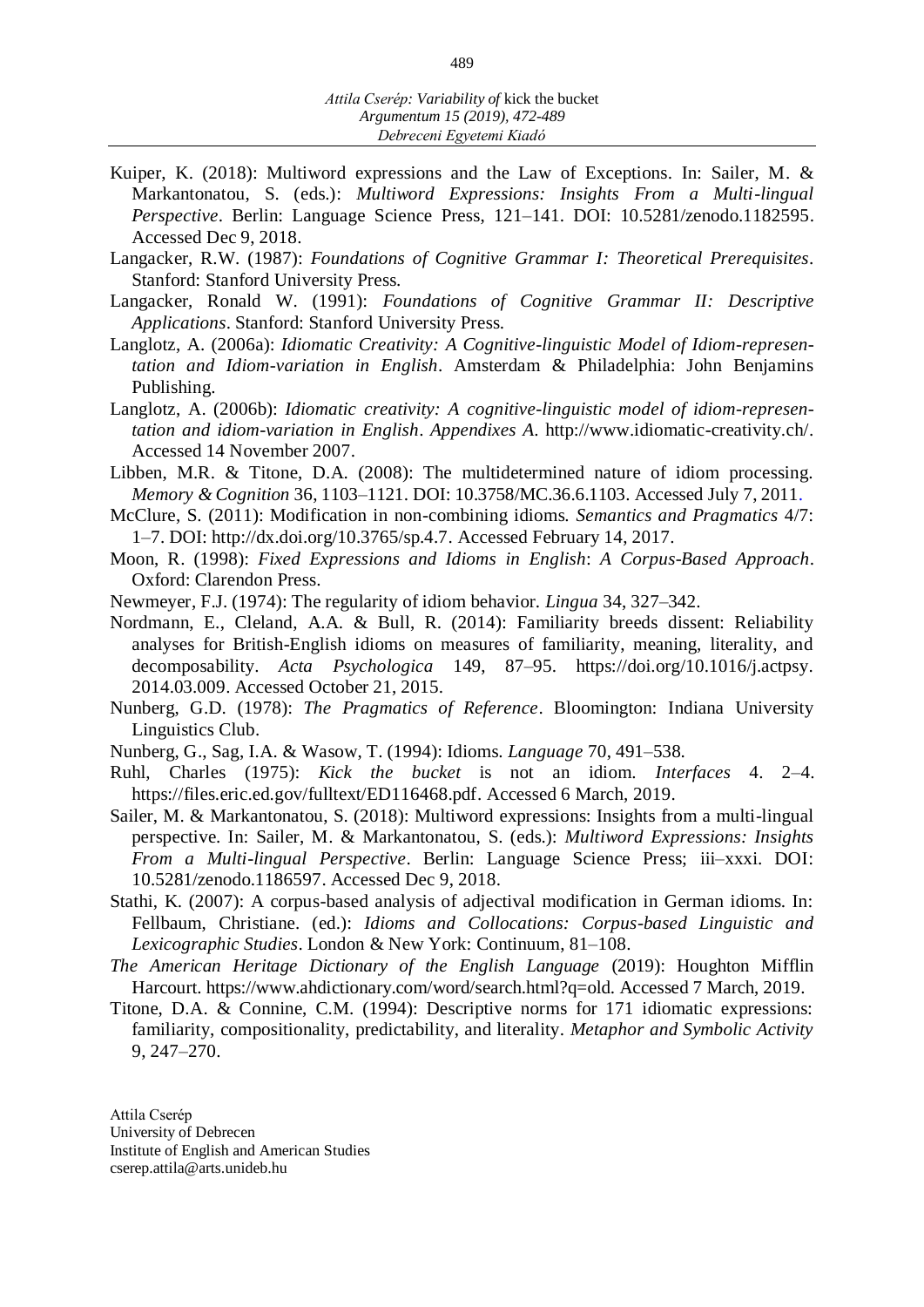Kuiper, K. (2018): Multiword expressions and the Law of Exceptions. In: Sailer, M. & Markantonatou, S. (eds.): *Multiword Expressions: Insights From a Multi-lingual Perspective*. Berlin: Language Science Press, 121–141. DOI: 10.5281/zenodo.1182595. Accessed Dec 9, 2018.

Langacker, R.W. (1987): *Foundations of Cognitive Grammar I: Theoretical Prerequisites*. Stanford: Stanford University Press.

Langacker, Ronald W. (1991): *Foundations of Cognitive Grammar II: Descriptive Applications*. Stanford: Stanford University Press.

Langlotz, A. (2006a): *Idiomatic Creativity: A Cognitive-linguistic Model of Idiom-representation and Idiom-variation in English*. Amsterdam & Philadelphia: John Benjamins Publishing.

Langlotz, A. (2006b): *Idiomatic creativity: A cognitive-linguistic model of idiom-representation and idiom-variation in English*. *Appendixes A*. http://www.idiomatic-creativity.ch/. Accessed 14 November 2007.

Libben, M.R. & Titone, D.A. (2008): The multidetermined nature of idiom processing. *Memory & Cognition* 36, 1103–1121. DOI: 10.3758/MC.36.6.1103. Accessed July 7, 2011.

McClure, S. (2011): Modification in non-combining idioms. *Semantics and Pragmatics* 4/7: 1–7. DOI: http://dx.doi.org/10.3765/sp.4.7. Accessed February 14, 2017.

Moon, R. (1998): *Fixed Expressions and Idioms in English*: *A Corpus-Based Approach*. Oxford: Clarendon Press.

Newmeyer, F.J. (1974): The regularity of idiom behavior. *Lingua* 34, 327–342.

Nordmann, E., Cleland, A.A. & Bull, R. (2014): Familiarity breeds dissent: Reliability analyses for British-English idioms on measures of familiarity, meaning, literality, and decomposability. *Acta Psychologica* 149, 87–95. https://doi.org/10.1016/j.actpsy.2014.03.009. Accessed October 21, 2015.

Nunberg, G.D. (1978): *The Pragmatics of Reference*. Bloomington: Indiana University Linguistics Club.

Nunberg, G., Sag, I.A. & Wasow, T. (1994): Idioms. *Language* 70, 491–538.

Ruhl, Charles (1975): *Kick the bucket* is not an idiom. *Interfaces* 4. 2–4. https://files.eric.ed.gov/fulltext/ED116468.pdf. Accessed 6 March, 2019.

Sailer, M. & Markantonatou, S. (2018): Multiword expressions: Insights from a multi-lingual perspective. In: Sailer, M. & Markantonatou, S. (eds.): *Multiword Expressions: Insights From a Multi-lingual Perspective*. Berlin: Language Science Press; iii–xxxi. DOI: 10.5281/zenodo.1186597. Accessed Dec 9, 2018.

Stathi, K. (2007): A corpus-based analysis of adjectival modification in German idioms. In: Fellbaum, Christiane. (ed.): *Idioms and Collocations: Corpus-based Linguistic and Lexicographic Studies*. London & New York: Continuum, 81–108.

*The American Heritage Dictionary of the English Language* (2019): Houghton Mifflin Harcourt. https://www.ahdictionary.com/word/search.html?q=old. Accessed 7 March, 2019.

Titone, D.A. & Connine, C.M. (1994): Descriptive norms for 171 idiomatic expressions: familiarity, compositionality, predictability, and literality. *Metaphor and Symbolic Activity* 9, 247–270.

Attila Cserép
University of Debrecen
Institute of English and American Studies
cserep.attila@arts.unideb.hu